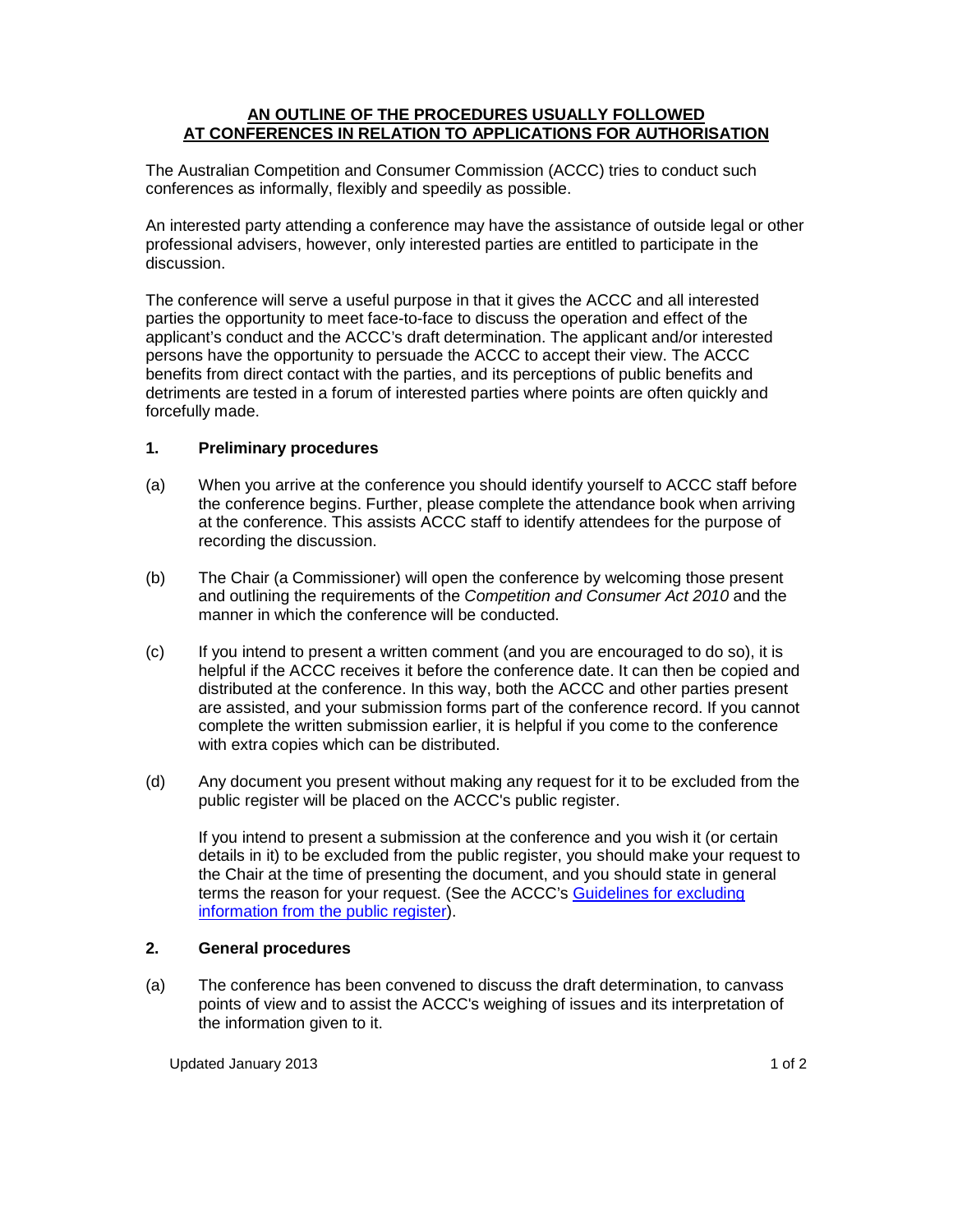# AN OUTLINE OF THE PROCEDURES USUALLY FOLLOWED AT CONFERENCES IN RELATION TO APPLICATIONS FOR AUTHORISATION

The Australian Competition and Consumer Commission (ACCC) tries to conduct such conferences as informally, flexibly and speedily as possible.

An interested party attending a conference may have the assistance of outside legal or other professional advisers, however, only interested parties are entitled to participate in the discussion.

The conference will serve a useful purpose in that it gives the ACCC and all interested parties the opportunity to meet face-to-face to discuss the operation and effect of the applicant's conduct and the ACCC's draft determination. The applicant and/or interested persons have the opportunity to persuade the ACCC to accept their view. The ACCC benefits from direct contact with the parties, and its perceptions of public benefits and detriments are tested in a forum of interested parties where points are often quickly and forcefully made.

## 1. Preliminary procedures

(a) When you arrive at the conference you should identify yourself to ACCC staff before the conference begins. Further, please complete the attendance book when arriving at the conference. This assists ACCC staff to identify attendees for the purpose of recording the discussion.

(b) The Chair (a Commissioner) will open the conference by welcoming those present and outlining the requirements of the *Competition and Consumer Act 2010* and the manner in which the conference will be conducted.

(c) If you intend to present a written comment (and you are encouraged to do so), it is helpful if the ACCC receives it before the conference date. It can then be copied and distributed at the conference. In this way, both the ACCC and other parties present are assisted, and your submission forms part of the conference record. If you cannot complete the written submission earlier, it is helpful if you come to the conference with extra copies which can be distributed.

(d) Any document you present without making any request for it to be excluded from the public register will be placed on the ACCC's public register.

If you intend to present a submission at the conference and you wish it (or certain details in it) to be excluded from the public register, you should make your request to the Chair at the time of presenting the document, and you should state in general terms the reason for your request. (See the ACCC's Guidelines for excluding information from the public register).

## 2. General procedures

(a) The conference has been convened to discuss the draft determination, to canvass points of view and to assist the ACCC's weighing of issues and its interpretation of the information given to it.

Updated January 2013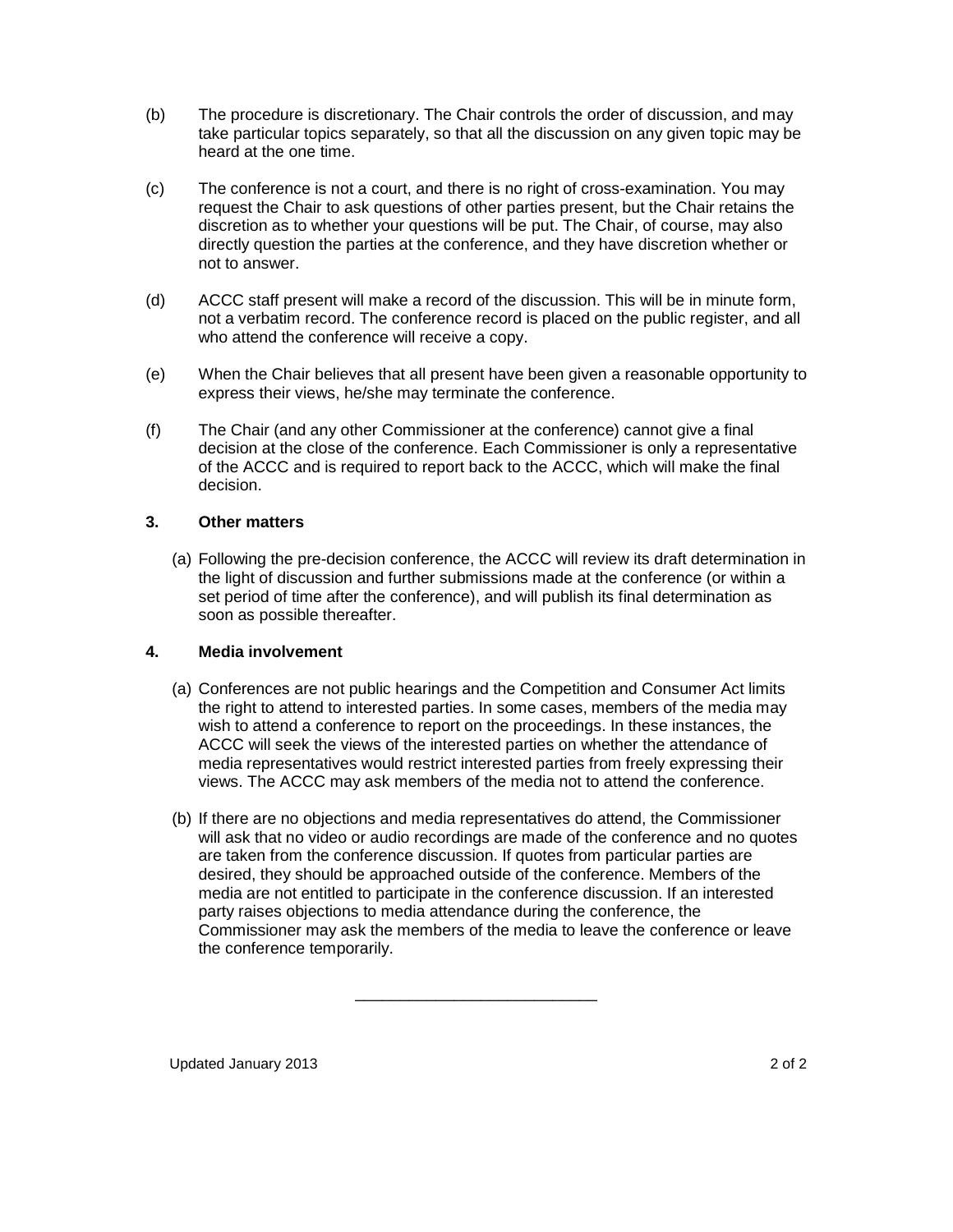(b) The procedure is discretionary. The Chair controls the order of discussion, and may take particular topics separately, so that all the discussion on any given topic may be heard at the one time.

(c) The conference is not a court, and there is no right of cross-examination. You may request the Chair to ask questions of other parties present, but the Chair retains the discretion as to whether your questions will be put. The Chair, of course, may also directly question the parties at the conference, and they have discretion whether or not to answer.

(d) ACCC staff present will make a record of the discussion. This will be in minute form, not a verbatim record. The conference record is placed on the public register, and all who attend the conference will receive a copy.

(e) When the Chair believes that all present have been given a reasonable opportunity to express their views, he/she may terminate the conference.

(f) The Chair (and any other Commissioner at the conference) cannot give a final decision at the close of the conference. Each Commissioner is only a representative of the ACCC and is required to report back to the ACCC, which will make the final decision.

### 3. Other matters

(a) Following the pre-decision conference, the ACCC will review its draft determination in the light of discussion and further submissions made at the conference (or within a set period of time after the conference), and will publish its final determination as soon as possible thereafter.

### 4. Media involvement

(a) Conferences are not public hearings and the Competition and Consumer Act limits the right to attend to interested parties. In some cases, members of the media may wish to attend a conference to report on the proceedings. In these instances, the ACCC will seek the views of the interested parties on whether the attendance of media representatives would restrict interested parties from freely expressing their views. The ACCC may ask members of the media not to attend the conference.

(b) If there are no objections and media representatives do attend, the Commissioner will ask that no video or audio recordings are made of the conference and no quotes are taken from the conference discussion. If quotes from particular parties are desired, they should be approached outside of the conference. Members of the media are not entitled to participate in the conference discussion. If an interested party raises objections to media attendance during the conference, the Commissioner may ask the members of the media to leave the conference or leave the conference temporarily.

---

Updated January 2013